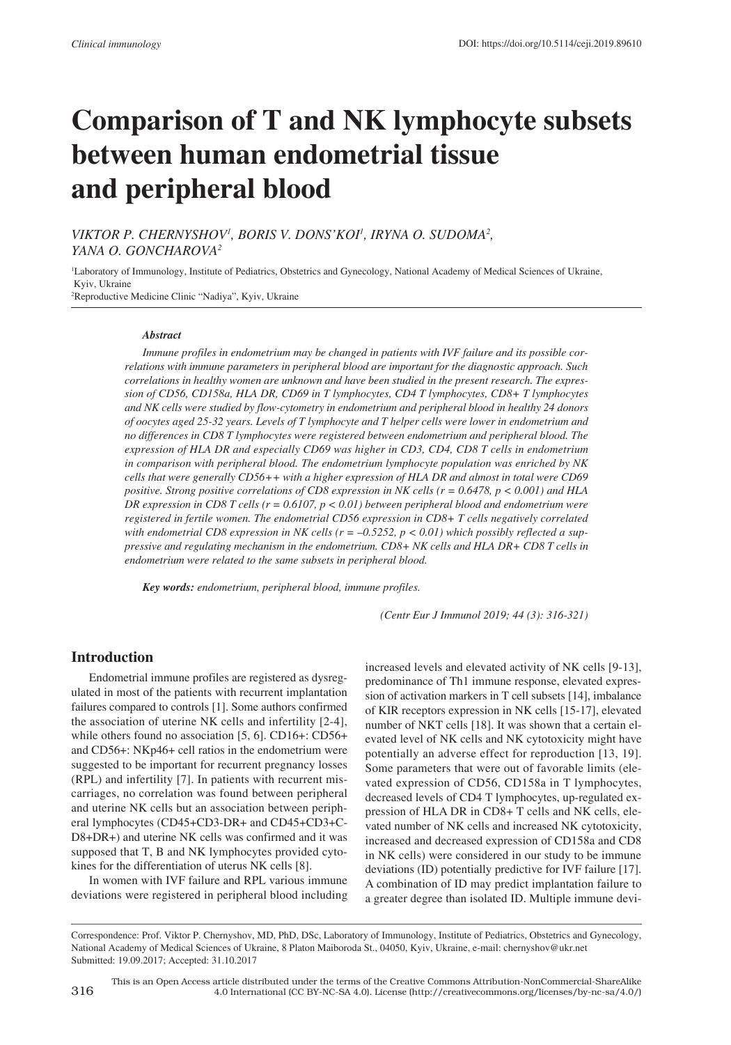# Comparison of T and NK lymphocyte subsets between human endometrial tissue and peripheral blood

*VIKTOR P. CHERNYSHOV[1], BORIS V. DONS'KOI[1], IRYNA O. SUDOMA[2], YANA O. GONCHAROVA[2]*

[1]Laboratory of Immunology, Institute of Pediatrics, Obstetrics and Gynecology, National Academy of Medical Sciences of Ukraine, Kyiv, Ukraine
[2]Reproductive Medicine Clinic "Nadiya", Kyiv, Ukraine

### Abstract

*Immune profiles in endometrium may be changed in patients with IVF failure and its possible correlations with immune parameters in peripheral blood are important for the diagnostic approach. Such correlations in healthy women are unknown and have been studied in the present research. The expression of CD56, CD158a, HLA DR, CD69 in T lymphocytes, CD4 T lymphocytes, CD8+ T lymphocytes and NK cells were studied by flow-cytometry in endometrium and peripheral blood in healthy 24 donors of oocytes aged 25-32 years. Levels of T lymphocyte and T helper cells were lower in endometrium and no differences in CD8 T lymphocytes were registered between endometrium and peripheral blood. The expression of HLA DR and especially CD69 was higher in CD3, CD4, CD8 T cells in endometrium in comparison with peripheral blood. The endometrium lymphocyte population was enriched by NK cells that were generally CD56++ with a higher expression of HLA DR and almost in total were CD69 positive. Strong positive correlations of CD8 expression in NK cells ($r = 0.6478$, $p < 0.001$) and HLA DR expression in CD8 T cells ($r = 0.6107$, $p < 0.01$) between peripheral blood and endometrium were registered in fertile women. The endometrial CD56 expression in CD8+ T cells negatively correlated with endometrial CD8 expression in NK cells ($r = -0.5252$, $p < 0.01$) which possibly reflected a suppressive and regulating mechanism in the endometrium. CD8+ NK cells and HLA DR+ CD8 T cells in endometrium were related to the same subsets in peripheral blood.*

***Key words:*** *endometrium, peripheral blood, immune profiles.*

*(Centr Eur J Immunol 2019; 44 (3): 316-321)*

## Introduction

Endometrial immune profiles are registered as dysregulated in most of the patients with recurrent implantation failures compared to controls [1]. Some authors confirmed the association of uterine NK cells and infertility [2-4], while others found no association [5, 6]. CD16+: CD56+ and CD56+: NKp46+ cell ratios in the endometrium were suggested to be important for recurrent pregnancy losses (RPL) and infertility [7]. In patients with recurrent miscarriages, no correlation was found between peripheral and uterine NK cells but an association between peripheral lymphocytes (CD45+CD3-DR+ and CD45+CD3+CD8+DR+) and uterine NK cells was confirmed and it was supposed that T, B and NK lymphocytes provided cytokines for the differentiation of uterus NK cells [8].

In women with IVF failure and RPL various immune deviations were registered in peripheral blood including increased levels and elevated activity of NK cells [9-13], predominance of Th1 immune response, elevated expression of activation markers in T cell subsets [14], imbalance of KIR receptors expression in NK cells [15-17], elevated number of NKT cells [18]. It was shown that a certain elevated level of NK cells and NK cytotoxicity might have potentially an adverse effect for reproduction [13, 19]. Some parameters that were out of favorable limits (elevated expression of CD56, CD158a in T lymphocytes, decreased levels of CD4 T lymphocytes, up-regulated expression of HLA DR in CD8+ T cells and NK cells, elevated number of NK cells and increased NK cytotoxicity, increased and decreased expression of CD158a and CD8 in NK cells) were considered in our study to be immune deviations (ID) potentially predictive for IVF failure [17]. A combination of ID may predict implantation failure to a greater degree than isolated ID. Multiple immune devi-

Correspondence: Prof. Viktor P. Chernyshov, MD, PhD, DSc, Laboratory of Immunology, Institute of Pediatrics, Obstetrics and Gynecology, National Academy of Medical Sciences of Ukraine, 8 Platon Maiborods St., 04050, Kyiv, Ukraine, e-mail: chernyshov@ukr.net
Submitted: 19.09.2017; Accepted: 31.10.2017

This is an Open Access article distributed under the terms of the Creative Commons Attribution-NonCommercial-ShareAlike 4.0 International (CC BY-NC-SA 4.0). License (http://creativecommons.org/licenses/by-nc-sa/4.0/)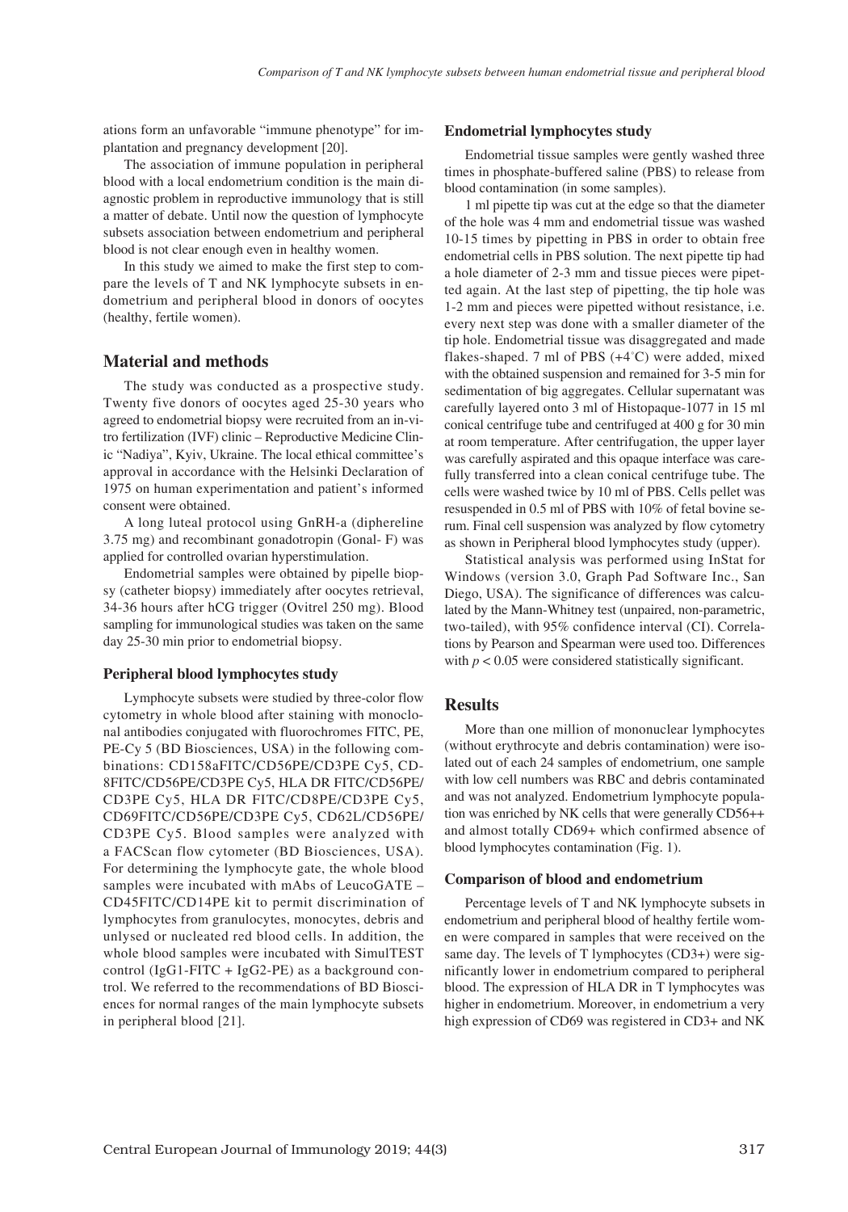ations form an unfavorable "immune phenotype" for implantation and pregnancy development [20].

The association of immune population in peripheral blood with a local endometrium condition is the main diagnostic problem in reproductive immunology that is still a matter of debate. Until now the question of lymphocyte subsets association between endometrium and peripheral blood is not clear enough even in healthy women.

In this study we aimed to make the first step to compare the levels of T and NK lymphocyte subsets in endometrium and peripheral blood in donors of oocytes (healthy, fertile women).

## Material and methods

The study was conducted as a prospective study. Twenty five donors of oocytes aged 25-30 years who agreed to endometrial biopsy were recruited from an in-vitro fertilization (IVF) clinic – Reproductive Medicine Clinic "Nadiya", Kyiv, Ukraine. The local ethical committee's approval in accordance with the Helsinki Declaration of 1975 on human experimentation and patient's informed consent were obtained.

A long luteal protocol using GnRH-a (diphereline 3.75 mg) and recombinant gonadotropin (Gonal- F) was applied for controlled ovarian hyperstimulation.

Endometrial samples were obtained by pipelle biopsy (catheter biopsy) immediately after oocytes retrieval, 34-36 hours after hCG trigger (Ovitrel 250 mg). Blood sampling for immunological studies was taken on the same day 25-30 min prior to endometrial biopsy.

### Peripheral blood lymphocytes study

Lymphocyte subsets were studied by three-color flow cytometry in whole blood after staining with monoclonal antibodies conjugated with fluorochromes FITC, PE, PE-Cy 5 (BD Biosciences, USA) in the following combinations: CD158aFITC/CD56PE/CD3PE Cy5, CD-8FITC/CD56PE/CD3PE Cy5, HLA DR FITC/CD56PE/CD3PE Cy5, HLA DR FITC/CD8PE/CD3PE Cy5, CD69FITC/CD56PE/CD3PE Cy5, CD62L/CD56PE/CD3PE Cy5. Blood samples were analyzed with a FACScan flow cytometer (BD Biosciences, USA). For determining the lymphocyte gate, the whole blood samples were incubated with mAbs of LeucoGATE – CD45FITC/CD14PE kit to permit discrimination of lymphocytes from granulocytes, monocytes, debris and unlysed or nucleated red blood cells. In addition, the whole blood samples were incubated with SimulTEST control (IgG1-FITC + IgG2-PE) as a background control. We referred to the recommendations of BD Biosciences for normal ranges of the main lymphocyte subsets in peripheral blood [21].

### Endometrial lymphocytes study

Endometrial tissue samples were gently washed three times in phosphate-buffered saline (PBS) to release from blood contamination (in some samples).

1 ml pipette tip was cut at the edge so that the diameter of the hole was 4 mm and endometrial tissue was washed 10-15 times by pipetting in PBS in order to obtain free endometrial cells in PBS solution. The next pipette tip had a hole diameter of 2-3 mm and tissue pieces were pipetted again. At the last step of pipetting, the tip hole was 1-2 mm and pieces were pipetted without resistance, i.e. every next step was done with a smaller diameter of the tip hole. Endometrial tissue was disaggregated and made flakes-shaped. 7 ml of PBS (+4°C) were added, mixed with the obtained suspension and remained for 3-5 min for sedimentation of big aggregates. Cellular supernatant was carefully layered onto 3 ml of Histopaque-1077 in 15 ml conical centrifuge tube and centrifuged at 400 g for 30 min at room temperature. After centrifugation, the upper layer was carefully aspirated and this opaque interface was carefully transferred into a clean conical centrifuge tube. The cells were washed twice by 10 ml of PBS. Cells pellet was resuspended in 0.5 ml of PBS with 10% of fetal bovine serum. Final cell suspension was analyzed by flow cytometry as shown in Peripheral blood lymphocytes study (upper).

Statistical analysis was performed using InStat for Windows (version 3.0, Graph Pad Software Inc., San Diego, USA). The significance of differences was calculated by the Mann-Whitney test (unpaired, non-parametric, two-tailed), with 95% confidence interval (CI). Correlations by Pearson and Spearman were used too. Differences with $p < 0.05$ were considered statistically significant.

## Results

More than one million of mononuclear lymphocytes (without erythrocyte and debris contamination) were isolated out of each 24 samples of endometrium, one sample with low cell numbers was RBC and debris contaminated and was not analyzed. Endometrium lymphocyte population was enriched by NK cells that were generally CD56++ and almost totally CD69+ which confirmed absence of blood lymphocytes contamination (Fig. 1).

### Comparison of blood and endometrium

Percentage levels of T and NK lymphocyte subsets in endometrium and peripheral blood of healthy fertile women were compared in samples that were received on the same day. The levels of T lymphocytes (CD3+) were significantly lower in endometrium compared to peripheral blood. The expression of HLA DR in T lymphocytes was higher in endometrium. Moreover, in endometrium a very high expression of CD69 was registered in CD3+ and NK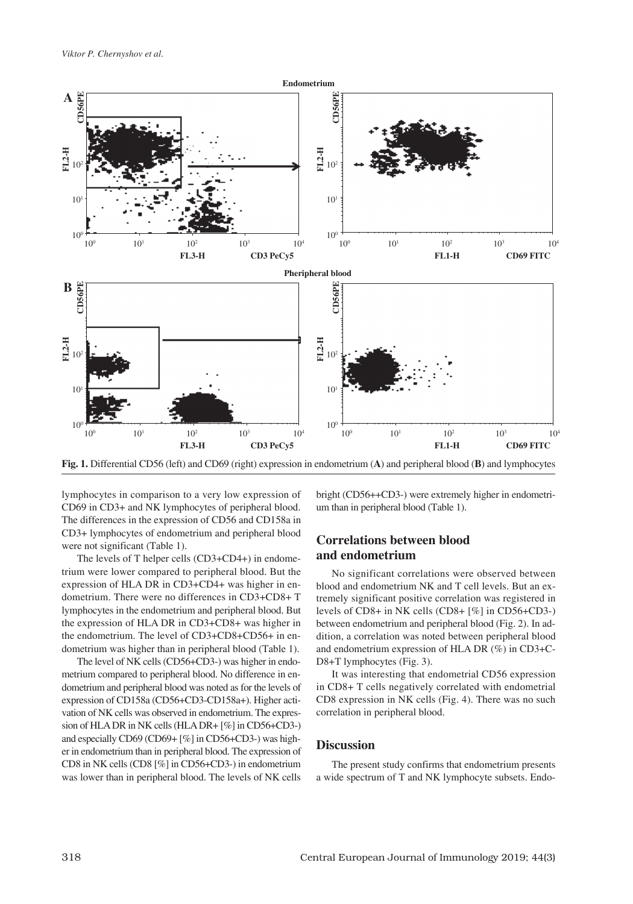**Fig. 1.** Differential CD56 (left) and CD69 (right) expression in endometrium (**A**) and peripheral blood (**B**) and lymphocytes

lymphocytes in comparison to a very low expression of CD69 in CD3+ and NK lymphocytes of peripheral blood. The differences in the expression of CD56 and CD158a in CD3+ lymphocytes of endometrium and peripheral blood were not significant (Table 1).

The levels of T helper cells (CD3+CD4+) in endometrium were lower compared to peripheral blood. But the expression of HLA DR in CD3+CD4+ was higher in endometrium. There were no differences in CD3+CD8+ T lymphocytes in the endometrium and peripheral blood. But the expression of HLA DR in CD3+CD8+ was higher in the endometrium. The level of CD3+CD8+CD56+ in endometrium was higher than in peripheral blood (Table 1).

The level of NK cells (CD56+CD3-) was higher in endometrium compared to peripheral blood. No difference in endometrium and peripheral blood was noted as for the levels of expression of CD158a (CD56+CD3-CD158a+). Higher activation of NK cells was observed in endometrium. The expression of HLA DR in NK cells (HLA DR+ [%] in CD56+CD3-) and especially CD69 (CD69+ [%] in CD56+CD3-) was higher in endometrium than in peripheral blood. The expression of CD8 in NK cells (CD8 [%] in CD56+CD3-) in endometrium was lower than in peripheral blood. The levels of NK cells bright (CD56++CD3-) were extremely higher in endometrium than in peripheral blood (Table 1).

## Correlations between blood and endometrium

No significant correlations were observed between blood and endometrium NK and T cell levels. But an extremely significant positive correlation was registered in levels of CD8+ in NK cells (CD8+ [%] in CD56+CD3-) between endometrium and peripheral blood (Fig. 2). In addition, a correlation was noted between peripheral blood and endometrium expression of HLA DR (%) in CD3+CD8+T lymphocytes (Fig. 3).

It was interesting that endometrial CD56 expression in CD8+ T cells negatively correlated with endometrial CD8 expression in NK cells (Fig. 4). There was no such correlation in peripheral blood.

## Discussion

The present study confirms that endometrium presents a wide spectrum of T and NK lymphocyte subsets. Endo-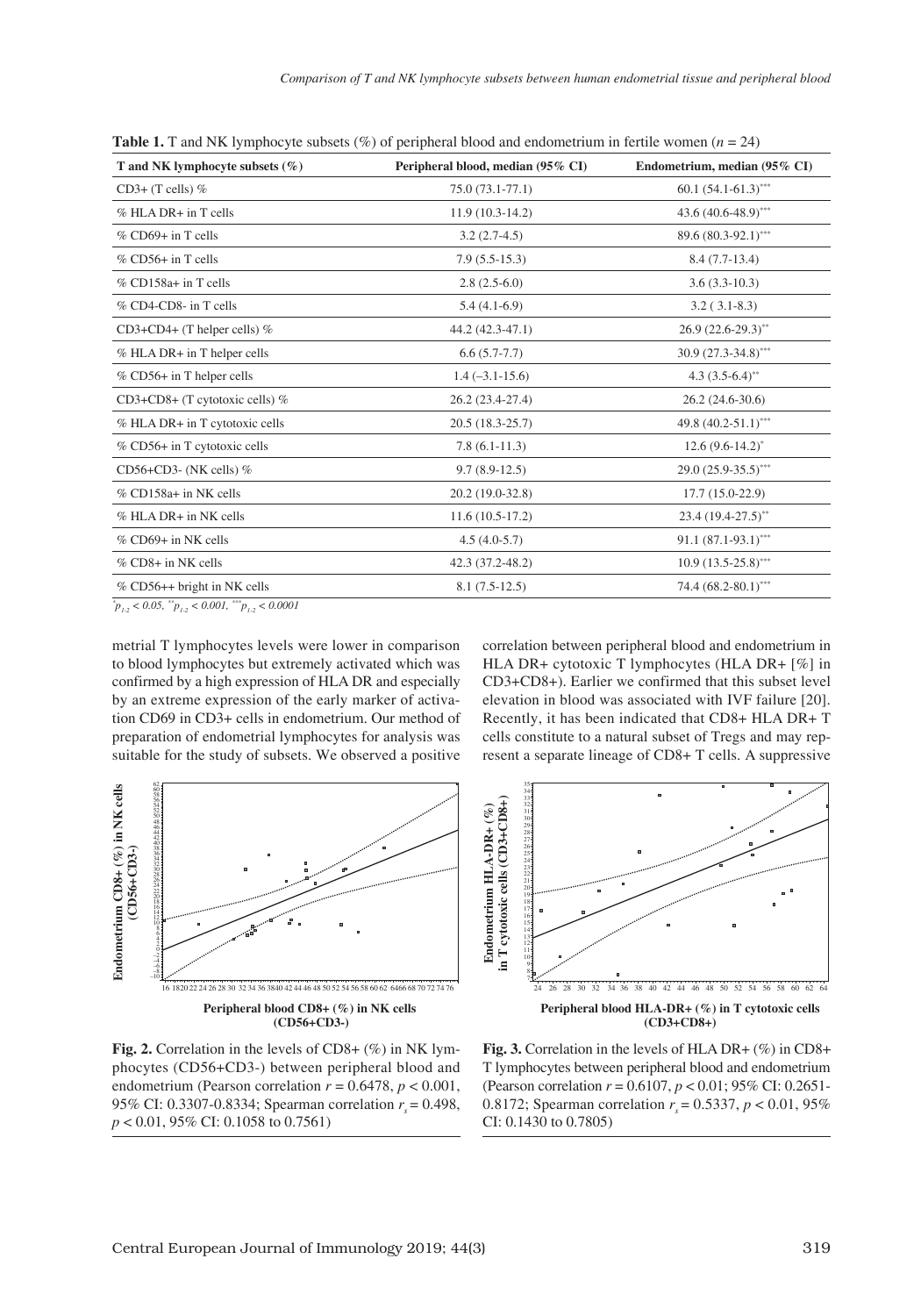**Table 1.** T and NK lymphocyte subsets (%) of peripheral blood and endometrium in fertile women ($n = 24$)

| T and NK lymphocyte subsets (%) | Peripheral blood, median (95% CI) | Endometrium, median (95% CI) |
|---|---|---|
| CD3+ (T cells) % | 75.0 (73.1-77.1) | 60.1 (54.1-61.3)*** |
| % HLA DR+ in T cells | 11.9 (10.3-14.2) | 43.6 (40.6-48.9)*** |
| % CD69+ in T cells | 3.2 (2.7-4.5) | 89.6 (80.3-92.1)*** |
| % CD56+ in T cells | 7.9 (5.5-15.3) | 8.4 (7.7-13.4) |
| % CD158a+ in T cells | 2.8 (2.5-6.0) | 3.6 (3.3-10.3) |
| % CD4-CD8- in T cells | 5.4 (4.1-6.9) | 3.2 ( 3.1-8.3) |
| CD3+CD4+ (T helper cells) % | 44.2 (42.3-47.1) | 26.9 (22.6-29.3)** |
| % HLA DR+ in T helper cells | 6.6 (5.7-7.7) | 30.9 (27.3-34.8)*** |
| % CD56+ in T helper cells | 1.4 (–3.1-15.6) | 4.3 (3.5-6.4)** |
| CD3+CD8+ (T cytotoxic cells) % | 26.2 (23.4-27.4) | 26.2 (24.6-30.6) |
| % HLA DR+ in T cytotoxic cells | 20.5 (18.3-25.7) | 49.8 (40.2-51.1)*** |
| % CD56+ in T cytotoxic cells | 7.8 (6.1-11.3) | 12.6 (9.6-14.2)* |
| CD56+CD3- (NK cells) % | 9.7 (8.9-12.5) | 29.0 (25.9-35.5)*** |
| % CD158a+ in NK cells | 20.2 (19.0-32.8) | 17.7 (15.0-22.9) |
| % HLA DR+ in NK cells | 11.6 (10.5-17.2) | 23.4 (19.4-27.5)** |
| % CD69+ in NK cells | 4.5 (4.0-5.7) | 91.1 (87.1-93.1)*** |
| % CD8+ in NK cells | 42.3 (37.2-48.2) | 10.9 (13.5-25.8)*** |
| % CD56++ bright in NK cells | 8.1 (7.5-12.5) | 74.4 (68.2-80.1)*** |

*$p_{1-2} < 0.05$, **$p_{1-2} < 0.001$, ***$p_{1-2} < 0.0001$

metrial T lymphocytes levels were lower in comparison to blood lymphocytes but extremely activated which was confirmed by a high expression of HLA DR and especially by an extreme expression of the early marker of activation CD69 in CD3+ cells in endometrium. Our method of preparation of endometrial lymphocytes for analysis was suitable for the study of subsets. We observed a positive correlation between peripheral blood and endometrium in HLA DR+ cytotoxic T lymphocytes (HLA DR+ [%] in CD3+CD8+). Earlier we confirmed that this subset level elevation in blood was associated with IVF failure [20]. Recently, it has been indicated that CD8+ HLA DR+ T cells constitute to a natural subset of Tregs and may represent a separate lineage of CD8+ T cells. A suppressive

**Fig. 2.** Correlation in the levels of CD8+ (%) in NK lymphocytes (CD56+CD3-) between peripheral blood and endometrium (Pearson correlation $r = 0.6478$, $p < 0.001$, 95% CI: 0.3307-0.8334; Spearman correlation $r_s = 0.498$, $p < 0.01$, 95% CI: 0.1058 to 0.7561)

**Fig. 3.** Correlation in the levels of HLA DR+ (%) in CD8+ T lymphocytes between peripheral blood and endometrium (Pearson correlation $r = 0.6107$, $p < 0.01$; 95% CI: 0.2651-0.8172; Spearman correlation $r_s = 0.5337$, $p < 0.01$, 95% CI: 0.1430 to 0.7805)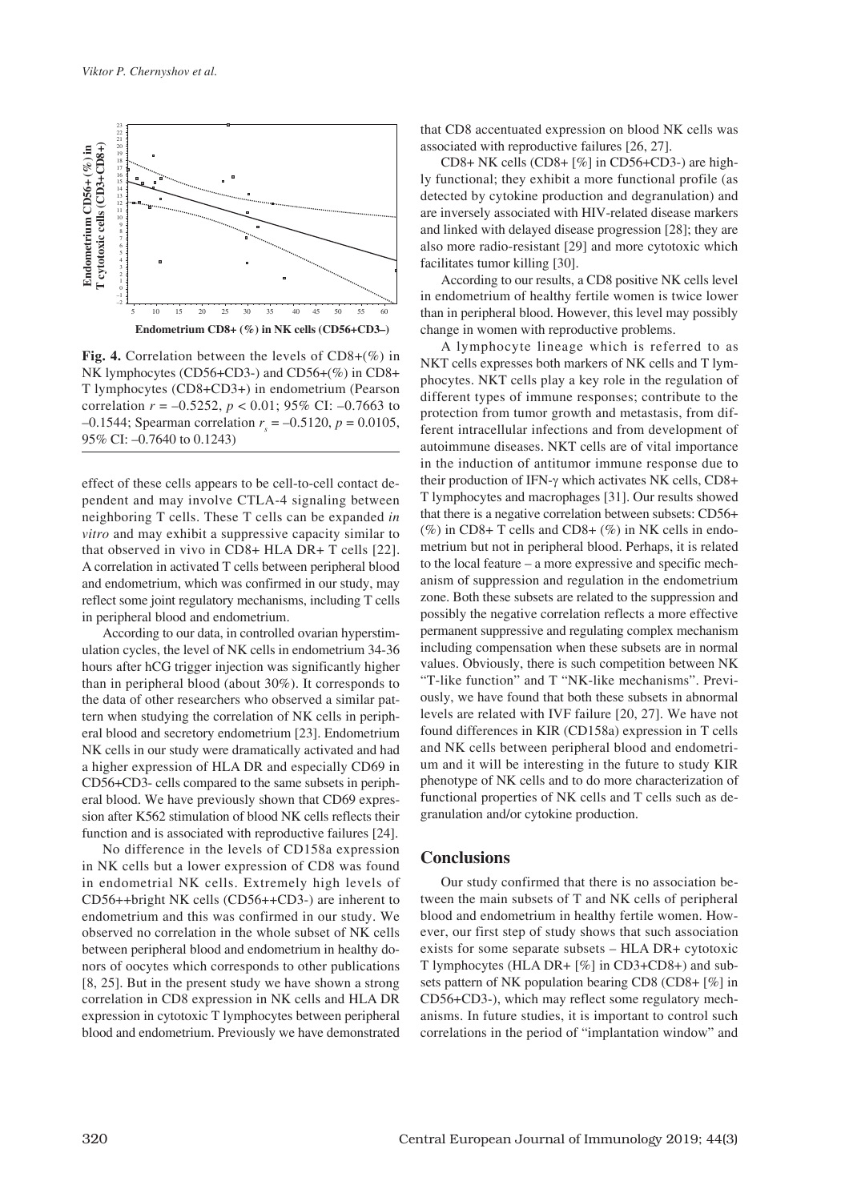**Fig. 4.** Correlation between the levels of CD8+(%) in NK lymphocytes (CD56+CD3-) and CD56+(%) in CD8+ T lymphocytes (CD8+CD3+) in endometrium (Pearson correlation $r = -0.5252$, $p < 0.01$; 95% CI: –0.7663 to –0.1544; Spearman correlation $r_s = -0.5120$, $p = 0.0105$, 95% CI: –0.7640 to 0.1243)

effect of these cells appears to be cell-to-cell contact dependent and may involve CTLA-4 signaling between neighboring T cells. These T cells can be expanded *in vitro* and may exhibit a suppressive capacity similar to that observed in vivo in CD8+ HLA DR+ T cells [22]. A correlation in activated T cells between peripheral blood and endometrium, which was confirmed in our study, may reflect some joint regulatory mechanisms, including T cells in peripheral blood and endometrium.

According to our data, in controlled ovarian hyperstimulation cycles, the level of NK cells in endometrium 34-36 hours after hCG trigger injection was significantly higher than in peripheral blood (about 30%). It corresponds to the data of other researchers who observed a similar pattern when studying the correlation of NK cells in peripheral blood and secretory endometrium [23]. Endometrium NK cells in our study were dramatically activated and had a higher expression of HLA DR and especially CD69 in CD56+CD3- cells compared to the same subsets in peripheral blood. We have previously shown that CD69 expression after K562 stimulation of blood NK cells reflects their function and is associated with reproductive failures [24].

No difference in the levels of CD158a expression in NK cells but a lower expression of CD8 was found in endometrial NK cells. Extremely high levels of CD56++bright NK cells (CD56++CD3-) are inherent to endometrium and this was confirmed in our study. We observed no correlation in the whole subset of NK cells between peripheral blood and endometrium in healthy donors of oocytes which corresponds to other publications [8, 25]. But in the present study we have shown a strong correlation in CD8 expression in NK cells and HLA DR expression in cytotoxic T lymphocytes between peripheral blood and endometrium. Previously we have demonstrated that CD8 accentuated expression on blood NK cells was associated with reproductive failures [26, 27].

CD8+ NK cells (CD8+ [%] in CD56+CD3-) are highly functional; they exhibit a more functional profile (as detected by cytokine production and degranulation) and are inversely associated with HIV-related disease markers and linked with delayed disease progression [28]; they are also more radio-resistant [29] and more cytotoxic which facilitates tumor killing [30].

According to our results, a CD8 positive NK cells level in endometrium of healthy fertile women is twice lower than in peripheral blood. However, this level may possibly change in women with reproductive problems.

A lymphocyte lineage which is referred to as NKT cells expresses both markers of NK cells and T lymphocytes. NKT cells play a key role in the regulation of different types of immune responses; contribute to the protection from tumor growth and metastasis, from different intracellular infections and from development of autoimmune diseases. NKT cells are of vital importance in the induction of antitumor immune response due to their production of IFN-γ which activates NK cells, CD8+ T lymphocytes and macrophages [31]. Our results showed that there is a negative correlation between subsets: CD56+ (%) in CD8+ T cells and CD8+ (%) in NK cells in endometrium but not in peripheral blood. Perhaps, it is related to the local feature – a more expressive and specific mechanism of suppression and regulation in the endometrium zone. Both these subsets are related to the suppression and possibly the negative correlation reflects a more effective permanent suppressive and regulating complex mechanism including compensation when these subsets are in normal values. Obviously, there is such competition between NK "T-like function" and T "NK-like mechanisms". Previously, we have found that both these subsets in abnormal levels are related with IVF failure [20, 27]. We have not found differences in KIR (CD158a) expression in T cells and NK cells between peripheral blood and endometrium and it will be interesting in the future to study KIR phenotype of NK cells and to do more characterization of functional properties of NK cells and T cells such as degranulation and/or cytokine production.

## Conclusions

Our study confirmed that there is no association between the main subsets of T and NK cells of peripheral blood and endometrium in healthy fertile women. However, our first step of study shows that such association exists for some separate subsets – HLA DR+ cytotoxic T lymphocytes (HLA DR+ [%] in CD3+CD8+) and subsets pattern of NK population bearing CD8 (CD8+ [%] in CD56+CD3-), which may reflect some regulatory mechanisms. In future studies, it is important to control such correlations in the period of "implantation window" and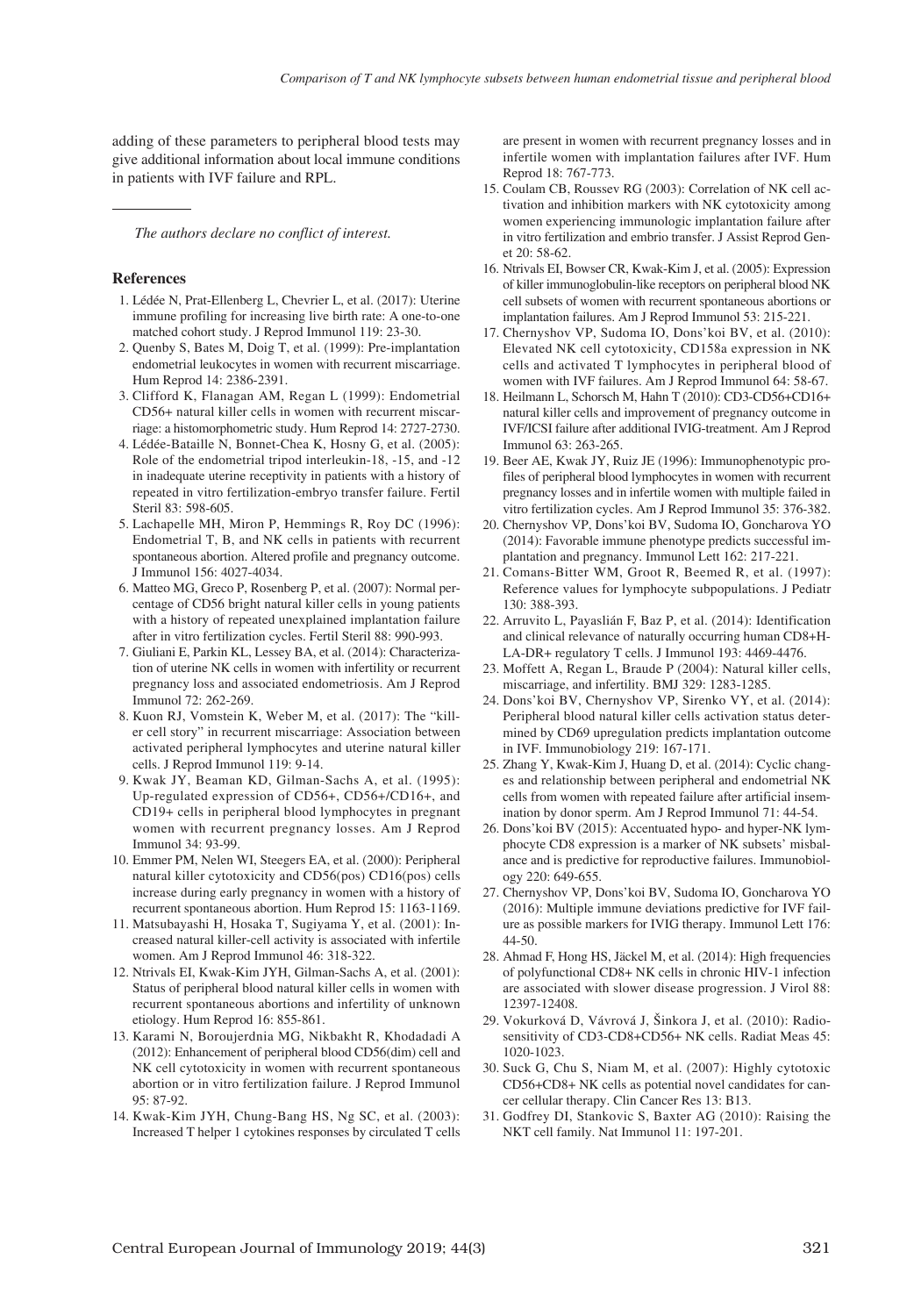adding of these parameters to peripheral blood tests may give additional information about local immune conditions in patients with IVF failure and RPL.

*The authors declare no conflict of interest.*

## References

1. Lédée N, Prat-Ellenberg L, Chevrier L, et al. (2017): Uterine immune profiling for increasing live birth rate: A one-to-one matched cohort study. J Reprod Immunol 119: 23-30.
2. Quenby S, Bates M, Doig T, et al. (1999): Pre-implantation endometrial leukocytes in women with recurrent miscarriage. Hum Reprod 14: 2386-2391.
3. Clifford K, Flanagan AM, Regan L (1999): Endometrial CD56+ natural killer cells in women with recurrent miscarriage: a histomorphometric study. Hum Reprod 14: 2727-2730.
4. Lédée-Bataille N, Bonnet-Chea K, Hosny G, et al. (2005): Role of the endometrial tripod interleukin-18, -15, and -12 in inadequate uterine receptivity in patients with a history of repeated in vitro fertilization-embryo transfer failure. Fertil Steril 83: 598-605.
5. Lachapelle MH, Miron P, Hemmings R, Roy DC (1996): Endometrial T, B, and NK cells in patients with recurrent spontaneous abortion. Altered profile and pregnancy outcome. J Immunol 156: 4027-4034.
6. Matteo MG, Greco P, Rosenberg P, et al. (2007): Normal percentage of CD56 bright natural killer cells in young patients with a history of repeated unexplained implantation failure after in vitro fertilization cycles. Fertil Steril 88: 990-993.
7. Giuliani E, Parkin KL, Lessey BA, et al. (2014): Characterization of uterine NK cells in women with infertility or recurrent pregnancy loss and associated endometriosis. Am J Reprod Immunol 72: 262-269.
8. Kuon RJ, Vomstein K, Weber M, et al. (2017): The "killer cell story" in recurrent miscarriage: Association between activated peripheral lymphocytes and uterine natural killer cells. J Reprod Immunol 119: 9-14.
9. Kwak JY, Beaman KD, Gilman-Sachs A, et al. (1995): Up-regulated expression of CD56+, CD56+/CD16+, and CD19+ cells in peripheral blood lymphocytes in pregnant women with recurrent pregnancy losses. Am J Reprod Immunol 34: 93-99.
10. Emmer PM, Nelen WI, Steegers EA, et al. (2000): Peripheral natural killer cytotoxicity and CD56(pos) CD16(pos) cells increase during early pregnancy in women with a history of recurrent spontaneous abortion. Hum Reprod 15: 1163-1169.
11. Matsubayashi H, Hosaka T, Sugiyama Y, et al. (2001): Increased natural killer-cell activity is associated with infertile women. Am J Reprod Immunol 46: 318-322.
12. Ntrivals EI, Kwak-Kim JYH, Gilman-Sachs A, et al. (2001): Status of peripheral blood natural killer cells in women with recurrent spontaneous abortions and infertility of unknown etiology. Hum Reprod 16: 855-861.
13. Karami N, Boroujerdnia MG, Nikbakht R, Khodadadi A (2012): Enhancement of peripheral blood CD56(dim) cell and NK cell cytotoxicity in women with recurrent spontaneous abortion or in vitro fertilization failure. J Reprod Immunol 95: 87-92.
14. Kwak-Kim JYH, Chung-Bang HS, Ng SC, et al. (2003): Increased T helper 1 cytokines responses by circulated T cells are present in women with recurrent pregnancy losses and in infertile women with implantation failures after IVF. Hum Reprod 18: 767-773.
15. Coulam CB, Roussev RG (2003): Correlation of NK cell activation and inhibition markers with NK cytotoxicity among women experiencing immunologic implantation failure after in vitro fertilization and embrio transfer. J Assist Reprod Genet 20: 58-62.
16. Ntrivals EI, Bowser CR, Kwak-Kim J, et al. (2005): Expression of killer immunoglobulin-like receptors on peripheral blood NK cell subsets of women with recurrent spontaneous abortions or implantation failures. Am J Reprod Immunol 53: 215-221.
17. Chernyshov VP, Sudoma IO, Dons'koi BV, et al. (2010): Elevated NK cell cytotoxicity, CD158a expression in NK cells and activated T lymphocytes in peripheral blood of women with IVF failures. Am J Reprod Immunol 64: 58-67.
18. Heilmann L, Schorsch M, Hahn T (2010): CD3-CD56+CD16+ natural killer cells and improvement of pregnancy outcome in IVF/ICSI failure after additional IVIG-treatment. Am J Reprod Immunol 63: 263-265.
19. Beer AE, Kwak JY, Ruiz JE (1996): Immunophenotypic profiles of peripheral blood lymphocytes in women with recurrent pregnancy losses and in infertile women with multiple failed in vitro fertilization cycles. Am J Reprod Immunol 35: 376-382.
20. Chernyshov VP, Dons'koi BV, Sudoma IO, Goncharova YO (2014): Favorable immune phenotype predicts successful implantation and pregnancy. Immunol Lett 162: 217-221.
21. Comans-Bitter WM, Groot R, Beemed R, et al. (1997): Reference values for lymphocyte subpopulations. J Pediatr 130: 388-393.
22. Arruvito L, Payaslián F, Baz P, et al. (2014): Identification and clinical relevance of naturally occurring human CD8+HLA-DR+ regulatory T cells. J Immunol 193: 4469-4476.
23. Moffett A, Regan L, Braude P (2004): Natural killer cells, miscarriage, and infertility. BMJ 329: 1283-1285.
24. Dons'koi BV, Chernyshov VP, Sirenko VY, et al. (2014): Peripheral blood natural killer cells activation status determined by CD69 upregulation predicts implantation outcome in IVF. Immunobiology 219: 167-171.
25. Zhang Y, Kwak-Kim J, Huang D, et al. (2014): Cyclic changes and relationship between peripheral and endometrial NK cells from women with repeated failure after artificial insemination by donor sperm. Am J Reprod Immunol 71: 44-54.
26. Dons'koi BV (2015): Accentuated hypo- and hyper-NK lymphocyte CD8 expression is a marker of NK subsets' misbalance and is predictive for reproductive failures. Immunobiology 220: 649-655.
27. Chernyshov VP, Dons'koi BV, Sudoma IO, Goncharova YO (2016): Multiple immune deviations predictive for IVF failure as possible markers for IVIG therapy. Immunol Lett 176: 44-50.
28. Ahmad F, Hong HS, Jäckel M, et al. (2014): High frequencies of polyfunctional CD8+ NK cells in chronic HIV-1 infection are associated with slower disease progression. J Virol 88: 12397-12408.
29. Vokurková D, Vávrová J, Šinkora J, et al. (2010): Radiosensitivity of CD3-CD8+CD56+ NK cells. Radiat Meas 45: 1020-1023.
30. Suck G, Chu S, Niam M, et al. (2007): Highly cytotoxic CD56+CD8+ NK cells as potential novel candidates for cancer cellular therapy. Clin Cancer Res 13: B13.
31. Godfrey DI, Stankovic S, Baxter AG (2010): Raising the NKT cell family. Nat Immunol 11: 197-201.